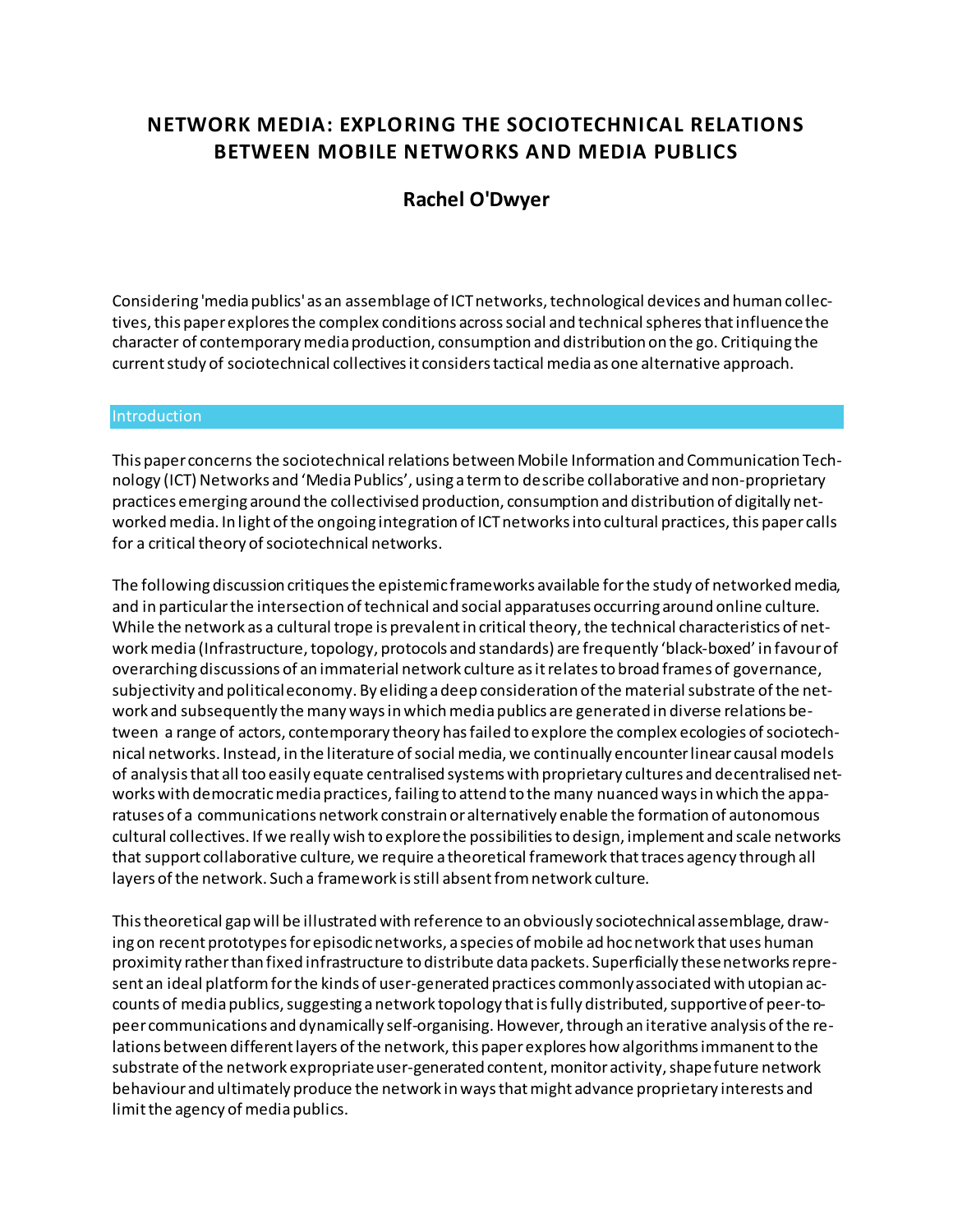# NETWORK MEDIA: EXPLORING THE SOCIOTECHNICAL RELATIONS BETWEEN MOBILE NETWORKS AND MEDIA PUBLICS

**Rachel O'Dwyer**

Considering 'media publics' as an assemblage of ICT networks, technological devices and human collectives, this paper explores the complex conditions across social and technical spheres that influence the character of contemporary media production, consumption and distribution on the go. Critiquing the current study of sociotechnical collectives it considers tactical media as one alternative approach.

## Introduction

This paper concerns the sociotechnical relations between Mobile Information and Communication Technology (ICT) Networks and 'Media Publics', using a term to describe collaborative and non-proprietary practices emerging around the collectivised production, consumption and distribution of digitally networked media. In light of the ongoing integration of ICT networks into cultural practices, this paper calls for a critical theory of sociotechnical networks.

The following discussion critiques the epistemic frameworks available for the study of networked media, and in particular the intersection of technical and social apparatuses occurring around online culture. While the network as a cultural trope is prevalent in critical theory, the technical characteristics of network media (Infrastructure, topology, protocols and standards) are frequently 'black-boxed' in favour of overarching discussions of an immaterial network culture as it relates to broad frames of governance, subjectivity and political economy. By eliding a deep consideration of the material substrate of the network and subsequently the many ways in which media publics are generated in diverse relations between a range of actors, contemporary theory has failed to explore the complex ecologies of sociotechnical networks. Instead, in the literature of social media, we continually encounter linear causal models of analysis that all too easily equate centralised systems with proprietary cultures and decentralised networks with democratic media practices, failing to attend to the many nuanced ways in which the apparatuses of a communications network constrain or alternatively enable the formation of autonomous cultural collectives. If we really wish to explore the possibilities to design, implement and scale networks that support collaborative culture, we require a theoretical framework that traces agency through all layers of the network. Such a framework is still absent from network culture.

This theoretical gap will be illustrated with reference to an obviously sociotechnical assemblage, drawing on recent prototypes for episodic networks, a species of mobile ad hoc network that uses human proximity rather than fixed infrastructure to distribute data packets. Superficially these networks represent an ideal platform for the kinds of user-generated practices commonly associated with utopian accounts of media publics, suggesting a network topology that is fully distributed, supportive of peer-to-peer communications and dynamically self-organising. However, through an iterative analysis of the relations between different layers of the network, this paper explores how algorithms immanent to the substrate of the network expropriate user-generated content, monitor activity, shape future network behaviour and ultimately produce the network in ways that might advance proprietary interests and limit the agency of media publics.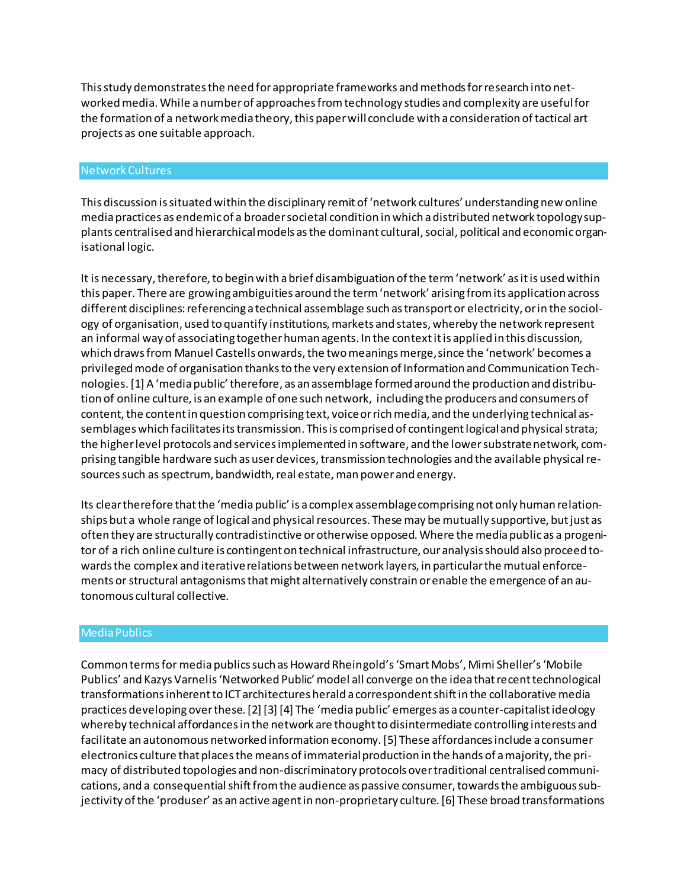This study demonstrates the need for appropriate frameworks and methods for research into networked media. While a number of approaches from technology studies and complexity are useful for the formation of a network media theory, this paper will conclude with a consideration of tactical art projects as one suitable approach.

## Network Cultures

This discussion is situated within the disciplinary remit of 'network cultures' understanding new online media practices as endemic of a broader societal condition in which a distributed network topology supplants centralised and hierarchical models as the dominant cultural, social, political and economic organisational logic.

It is necessary, therefore, to begin with a brief disambiguation of the term 'network' as it is used within this paper. There are growing ambiguities around the term 'network' arising from its application across different disciplines: referencing a technical assemblage such as transport or electricity, or in the sociology of organisation, used to quantify institutions, markets and states, whereby the network represent an informal way of associating together human agents. In the context it is applied in this discussion, which draws from Manuel Castells onwards, the two meanings merge, since the 'network' becomes a privileged mode of organisation thanks to the very extension of Information and Communication Technologies. [1] A 'media public' therefore, as an assemblage formed around the production and distribution of online culture, is an example of one such network, including the producers and consumers of content, the content in question comprising text, voice or rich media, and the underlying technical assemblages which facilitates its transmission. This is comprised of contingent logical and physical strata; the higher level protocols and services implemented in software, and the lower substrate network, comprising tangible hardware such as user devices, transmission technologies and the available physical resources such as spectrum, bandwidth, real estate, man power and energy.

Its clear therefore that the 'media public' is a complex assemblage comprising not only human relationships but a whole range of logical and physical resources. These may be mutually supportive, but just as often they are structurally contradistinctive or otherwise opposed. Where the media public as a progenitor of a rich online culture is contingent on technical infrastructure, our analysis should also proceed towards the complex and iterative relations between network layers, in particular the mutual enforcements or structural antagonisms that might alternatively constrain or enable the emergence of an autonomous cultural collective.

## Media Publics

Common terms for media publics such as Howard Rheingold's 'Smart Mobs', Mimi Sheller's 'Mobile Publics' and Kazys Varnelis 'Networked Public' model all converge on the idea that recent technological transformations inherent to ICT architectures herald a correspondent shift in the collaborative media practices developing over these. [2] [3] [4] The 'media public' emerges as a counter-capitalist ideology whereby technical affordances in the network are thought to disintermediate controlling interests and facilitate an autonomous networked information economy. [5] These affordances include a consumer electronics culture that places the means of immaterial production in the hands of a majority, the primacy of distributed topologies and non-discriminatory protocols over traditional centralised communications, and a consequential shift from the audience as passive consumer, towards the ambiguous subjectivity of the 'produser' as an active agent in non-proprietary culture. [6] These broad transformations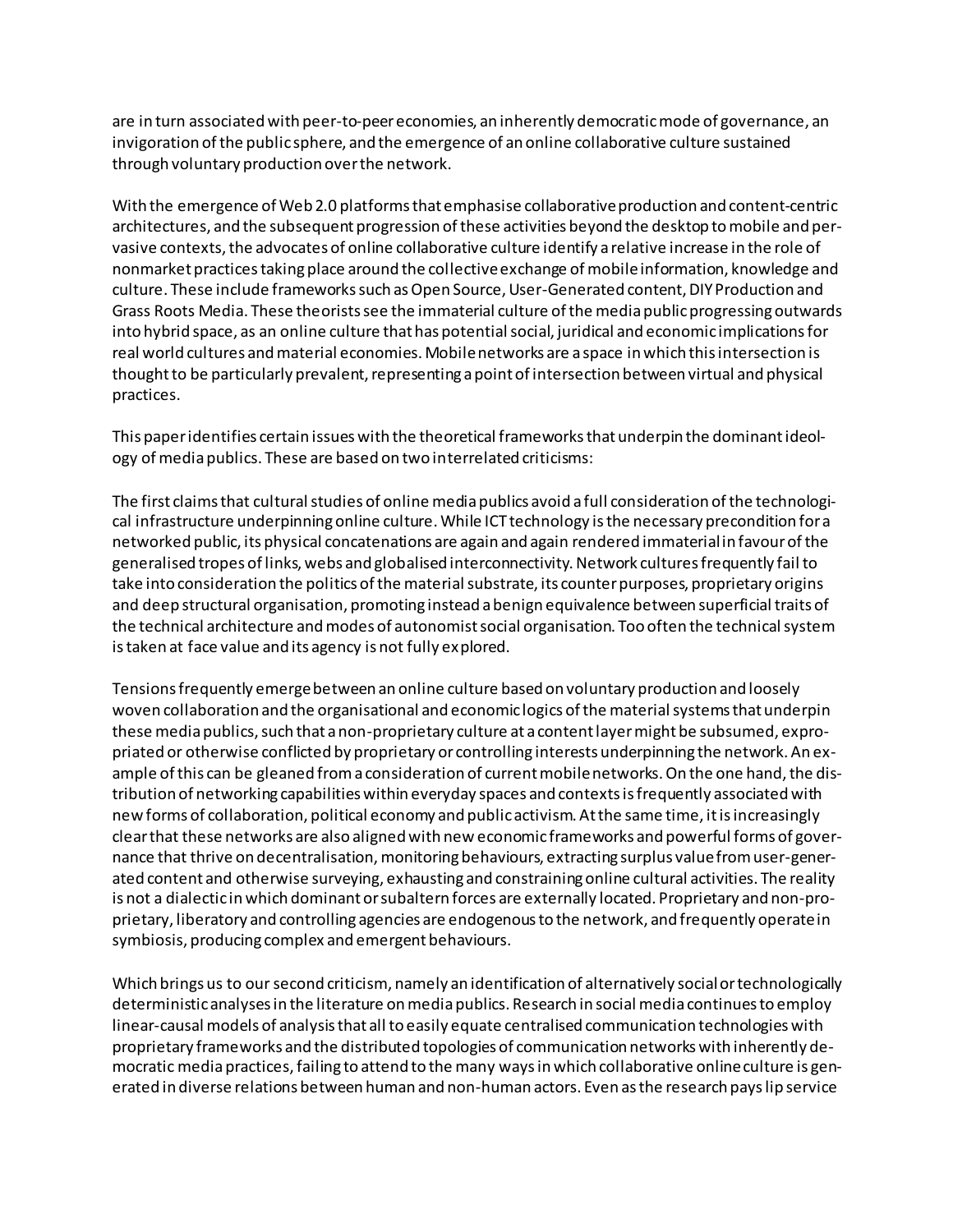are in turn associated with peer-to-peer economies, an inherently democratic mode of governance, an invigoration of the public sphere, and the emergence of an online collaborative culture sustained through voluntary production over the network.

With the emergence of Web 2.0 platforms that emphasise collaborative production and content-centric architectures, and the subsequent progression of these activities beyond the desktop to mobile and pervasive contexts, the advocates of online collaborative culture identify a relative increase in the role of nonmarket practices taking place around the collective exchange of mobile information, knowledge and culture. These include frameworks such as Open Source, User-Generated content, DIY Production and Grass Roots Media. These theorists see the immaterial culture of the media public progressing outwards into hybrid space, as an online culture that has potential social, juridical and economic implications for real world cultures and material economies. Mobile networks are a space in which this intersection is thought to be particularly prevalent, representing a point of intersection between virtual and physical practices.

This paper identifies certain issues with the theoretical frameworks that underpin the dominant ideology of media publics. These are based on two interrelated criticisms:

The first claims that cultural studies of online media publics avoid a full consideration of the technological infrastructure underpinning online culture. While ICT technology is the necessary precondition for a networked public, its physical concatenations are again and again rendered immaterial in favour of the generalised tropes of links, webs and globalised interconnectivity. Network cultures frequently fail to take into consideration the politics of the material substrate, its counter purposes, proprietary origins and deep structural organisation, promoting instead a benign equivalence between superficial traits of the technical architecture and modes of autonomist social organisation. Too often the technical system is taken at face value and its agency is not fully explored.

Tensions frequently emerge between an online culture based on voluntary production and loosely woven collaboration and the organisational and economic logics of the material systems that underpin these media publics, such that a non-proprietary culture at a content layer might be subsumed, expropriated or otherwise conflicted by proprietary or controlling interests underpinning the network. An example of this can be gleaned from a consideration of current mobile networks. On the one hand, the distribution of networking capabilities within everyday spaces and contexts is frequently associated with new forms of collaboration, political economy and public activism. At the same time, it is increasingly clear that these networks are also aligned with new economic frameworks and powerful forms of governance that thrive on decentralisation, monitoring behaviours, extracting surplus value from user-generated content and otherwise surveying, exhausting and constraining online cultural activities. The reality is not a dialectic in which dominant or subaltern forces are externally located. Proprietary and non-proprietary, liberatory and controlling agencies are endogenous to the network, and frequently operate in symbiosis, producing complex and emergent behaviours.

Which brings us to our second criticism, namely an identification of alternatively social or technologically deterministic analyses in the literature on media publics. Research in social media continues to employ linear-causal models of analysis that all to easily equate centralised communication technologies with proprietary frameworks and the distributed topologies of communication networks with inherently democratic media practices, failing to attend to the many ways in which collaborative online culture is generated in diverse relations between human and non-human actors. Even as the research pays lip service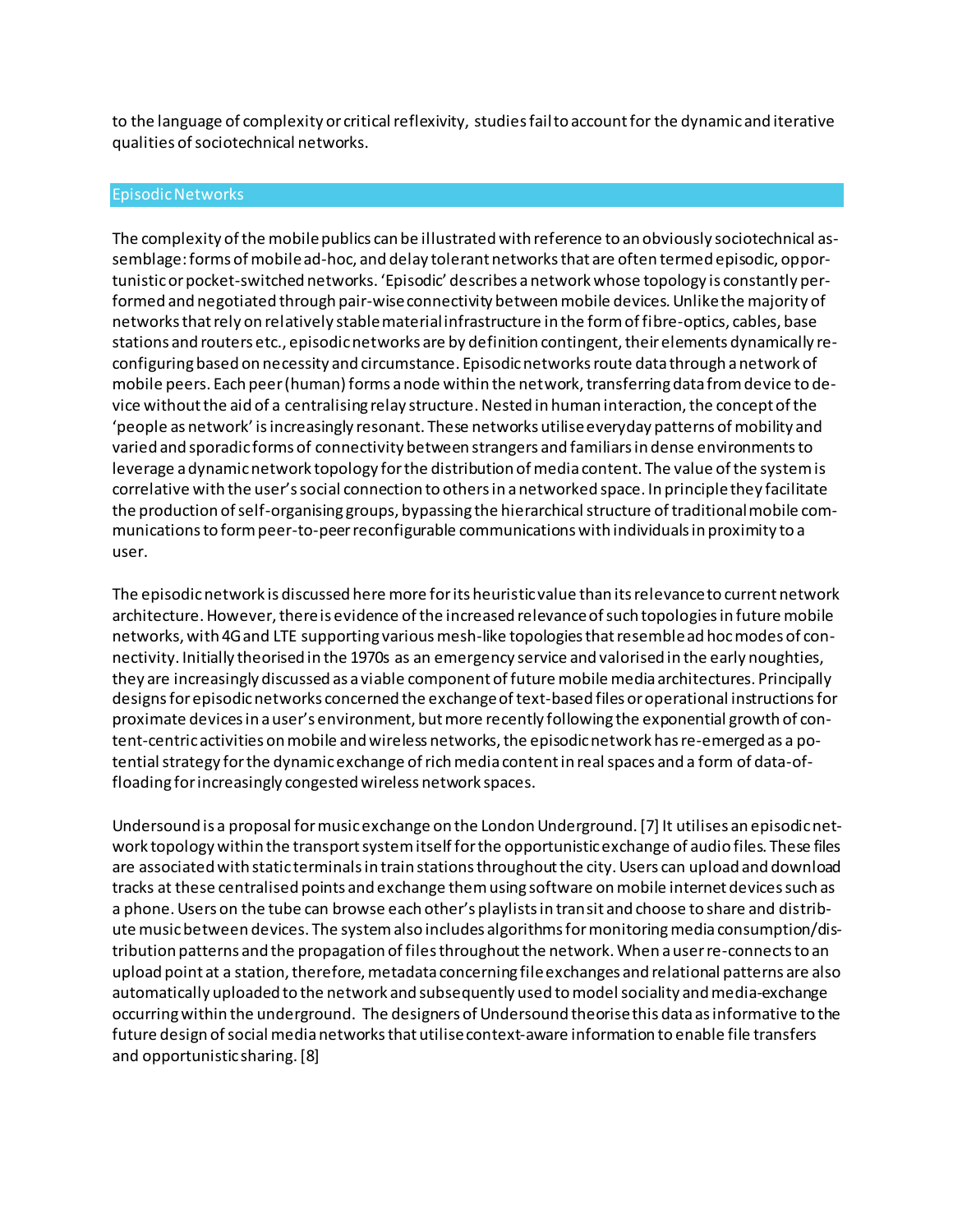to the language of complexity or critical reflexivity, studies fail to account for the dynamic and iterative qualities of sociotechnical networks.

## Episodic Networks

The complexity of the mobile publics can be illustrated with reference to an obviously sociotechnical assemblage: forms of mobile ad-hoc, and delay tolerant networks that are often termed episodic, opportunistic or pocket-switched networks. 'Episodic' describes a network whose topology is constantly performed and negotiated through pair-wise connectivity between mobile devices. Unlike the majority of networks that rely on relatively stable material infrastructure in the form of fibre-optics, cables, base stations and routers etc., episodic networks are by definition contingent, their elements dynamically reconfiguring based on necessity and circumstance. Episodic networks route data through a network of mobile peers. Each peer (human) forms a node within the network, transferring data from device to device without the aid of a centralising relay structure. Nested in human interaction, the concept of the 'people as network' is increasingly resonant. These networks utilise everyday patterns of mobility and varied and sporadic forms of connectivity between strangers and familiars in dense environments to leverage a dynamic network topology for the distribution of media content. The value of the system is correlative with the user's social connection to others in a networked space. In principle they facilitate the production of self-organising groups, bypassing the hierarchical structure of traditional mobile communications to form peer-to-peer reconfigurable communications with individuals in proximity to a user.

The episodic network is discussed here more for its heuristic value than its relevance to current network architecture. However, there is evidence of the increased relevance of such topologies in future mobile networks, with 4G and LTE supporting various mesh-like topologies that resemble ad hoc modes of connectivity. Initially theorised in the 1970s as an emergency service and valorised in the early noughties, they are increasingly discussed as a viable component of future mobile media architectures. Principally designs for episodic networks concerned the exchange of text-based files or operational instructions for proximate devices in a user's environment, but more recently following the exponential growth of content-centric activities on mobile and wireless networks, the episodic network has re-emerged as a potential strategy for the dynamic exchange of rich media content in real spaces and a form of data-offloading for increasingly congested wireless network spaces.

Undersound is a proposal for music exchange on the London Underground. [7] It utilises an episodic network topology within the transport system itself for the opportunistic exchange of audio files. These files are associated with static terminals in train stations throughout the city. Users can upload and download tracks at these centralised points and exchange them using software on mobile internet devices such as a phone. Users on the tube can browse each other's playlists in transit and choose to share and distribute music between devices. The system also includes algorithms for monitoring media consumption/distribution patterns and the propagation of files throughout the network. When a user re-connects to an upload point at a station, therefore, metadata concerning file exchanges and relational patterns are also automatically uploaded to the network and subsequently used to model sociality and media-exchange occurring within the underground. The designers of Undersound theorise this data as informative to the future design of social media networks that utilise context-aware information to enable file transfers and opportunistic sharing. [8]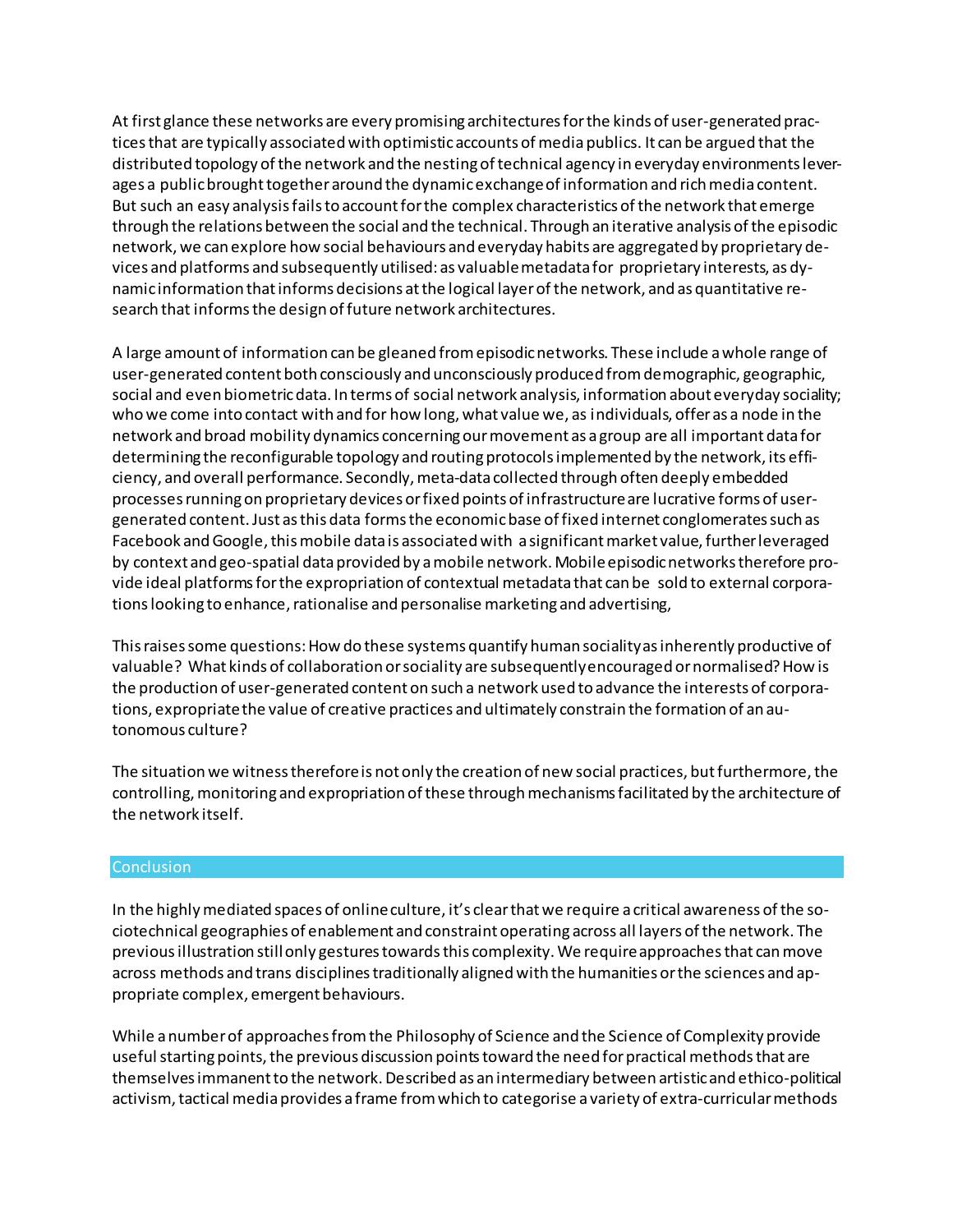At first glance these networks are every promising architectures for the kinds of user-generated practices that are typically associated with optimistic accounts of media publics. It can be argued that the distributed topology of the network and the nesting of technical agency in everyday environments leverages a public brought together around the dynamic exchange of information and rich media content. But such an easy analysis fails to account for the complex characteristics of the network that emerge through the relations between the social and the technical. Through an iterative analysis of the episodic network, we can explore how social behaviours and everyday habits are aggregated by proprietary devices and platforms and subsequently utilised: as valuable metadata for proprietary interests, as dynamic information that informs decisions at the logical layer of the network, and as quantitative research that informs the design of future network architectures.

A large amount of information can be gleaned from episodic networks. These include a whole range of user-generated content both consciously and unconsciously produced from demographic, geographic, social and even biometric data. In terms of social network analysis, information about everyday sociality; who we come into contact with and for how long, what value we, as individuals, offer as a node in the network and broad mobility dynamics concerning our movement as a group are all important data for determining the reconfigurable topology and routing protocols implemented by the network, its efficiency, and overall performance. Secondly, meta-data collected through often deeply embedded processes running on proprietary devices or fixed points of infrastructure are lucrative forms of user-generated content. Just as this data forms the economic base of fixed internet conglomerates such as Facebook and Google, this mobile data is associated with a significant market value, further leveraged by context and geo-spatial data provided by a mobile network. Mobile episodic networks therefore provide ideal platforms for the expropriation of contextual metadata that can be sold to external corporations looking to enhance, rationalise and personalise marketing and advertising,

This raises some questions: How do these systems quantify human sociality as inherently productive of valuable? What kinds of collaboration or sociality are subsequently encouraged or normalised? How is the production of user-generated content on such a network used to advance the interests of corporations, expropriate the value of creative practices and ultimately constrain the formation of an autonomous culture?

The situation we witness therefore is not only the creation of new social practices, but furthermore, the controlling, monitoring and expropriation of these through mechanisms facilitated by the architecture of the network itself.

## Conclusion

In the highly mediated spaces of online culture, it's clear that we require a critical awareness of the sociotechnical geographies of enablement and constraint operating across all layers of the network. The previous illustration still only gestures towards this complexity. We require approaches that can move across methods and trans disciplines traditionally aligned with the humanities or the sciences and appropriate complex, emergent behaviours.

While a number of approaches from the Philosophy of Science and the Science of Complexity provide useful starting points, the previous discussion points toward the need for practical methods that are themselves immanent to the network. Described as an intermediary between artistic and ethico-political activism, tactical media provides a frame from which to categorise a variety of extra-curricular methods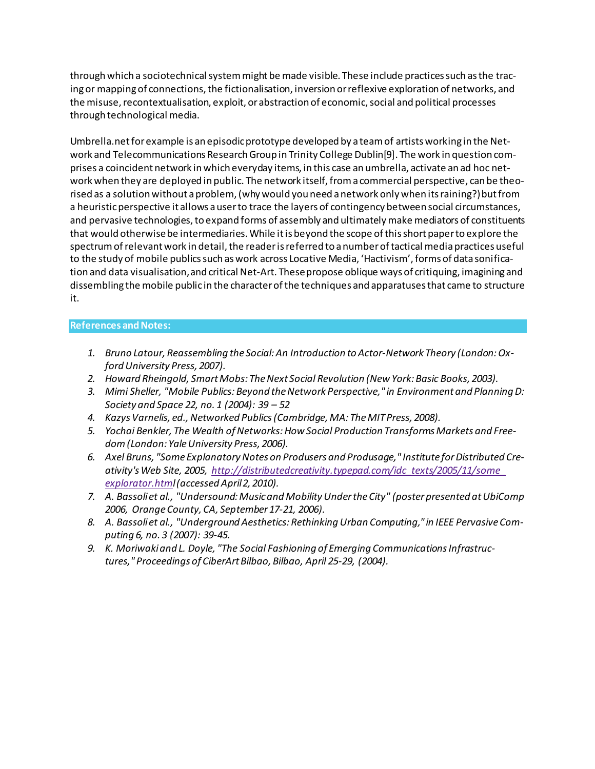through which a sociotechnical system might be made visible. These include practices such as the tracing or mapping of connections, the fictionalisation, inversion or reflexive exploration of networks, and the misuse, recontextualisation, exploit, or abstraction of economic, social and political processes through technological media.

Umbrella.net for example is an episodic prototype developed by a team of artists working in the Network and Telecommunications Research Group in Trinity College Dublin[9]. The work in question comprises a coincident network in which everyday items, in this case an umbrella, activate an ad hoc network when they are deployed in public. The network itself, from a commercial perspective, can be theorised as a solution without a problem, (why would you need a network only when its raining?) but from a heuristic perspective it allows a user to trace the layers of contingency between social circumstances, and pervasive technologies, to expand forms of assembly and ultimately make mediators of constituents that would otherwise be intermediaries. While it is beyond the scope of this short paper to explore the spectrum of relevant work in detail, the reader is referred to a number of tactical media practices useful to the study of mobile publics such as work across Locative Media, 'Hactivism', forms of data sonification and data visualisation, and critical Net-Art. These propose oblique ways of critiquing, imagining and dissembling the mobile public in the character of the techniques and apparatuses that came to structure it.

## References and Notes:

1. *Bruno Latour, Reassembling the Social: An Introduction to Actor-Network Theory (London: Oxford University Press, 2007).*
2. *Howard Rheingold, Smart Mobs: The Next Social Revolution (New York: Basic Books, 2003).*
3. *Mimi Sheller, "Mobile Publics: Beyond the Network Perspective," in Environment and Planning D: Society and Space 22, no. 1 (2004): 39 – 52*
4. *Kazys Varnelis, ed., Networked Publics (Cambridge, MA: The MIT Press, 2008).*
5. *Yochai Benkler, The Wealth of Networks: How Social Production Transforms Markets and Freedom (London: Yale University Press, 2006).*
6. *Axel Bruns, "Some Explanatory Notes on Produsers and Produsage," Institute for Distributed Creativity's Web Site, 2005, http://distributedcreativity.typepad.com/idc_texts/2005/11/some_explorator.html (accessed April 2, 2010).*
7. *A. Bassoli et al., "Undersound: Music and Mobility Under the City" (poster presented at UbiComp 2006, Orange County, CA, September 17-21, 2006).*
8. *A. Bassoli et al., "Underground Aesthetics: Rethinking Urban Computing," in IEEE Pervasive Computing 6, no. 3 (2007): 39-45.*
9. *K. Moriwaki and L. Doyle, "The Social Fashioning of Emerging Communications Infrastructures," Proceedings of CiberArt Bilbao, Bilbao, April 25-29, (2004).*